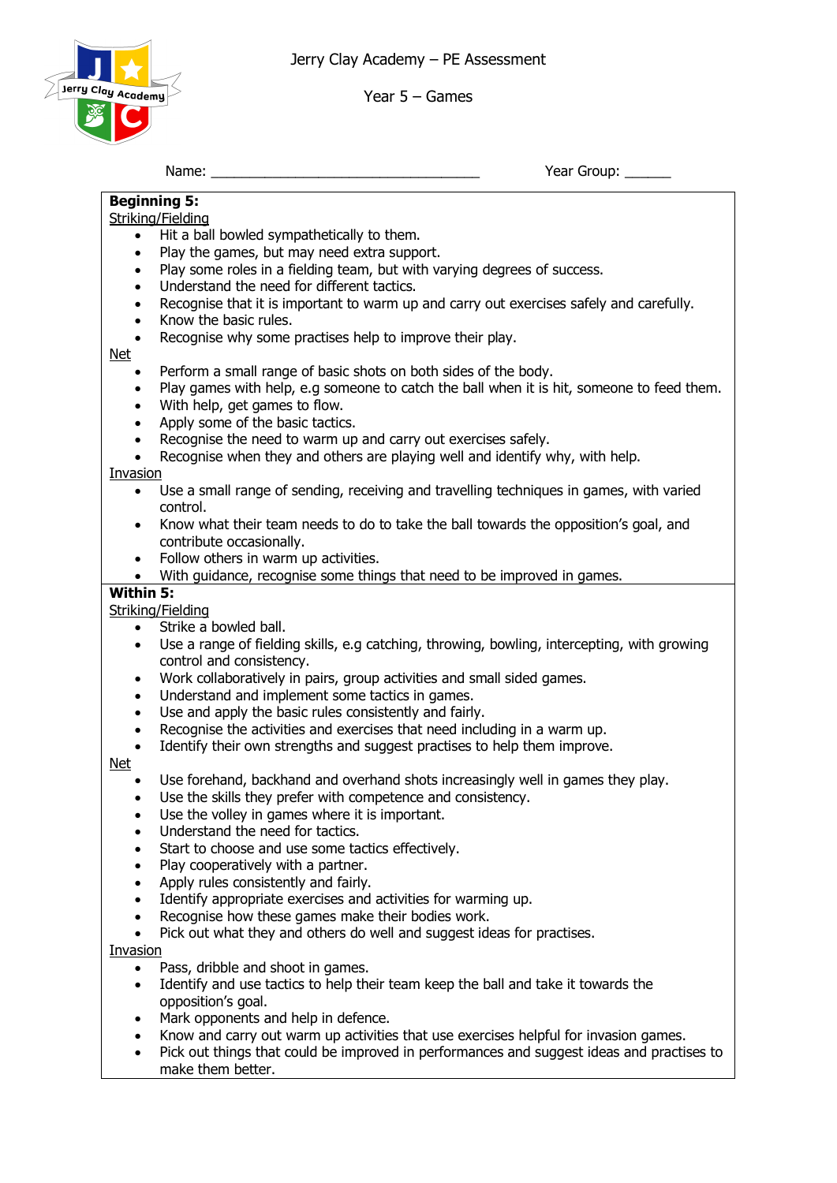Jerry Clay Academy – PE Assessment

Year 5 – Games

Name: ___________________________________ Year Group: ______

**Beginning 5:**

Striking/Fielding

- Hit a ball bowled sympathetically to them.
- Play the games, but may need extra support.
- Play some roles in a fielding team, but with varying degrees of success.
- Understand the need for different tactics.
- Recognise that it is important to warm up and carry out exercises safely and carefully.
- Know the basic rules.
- Recognise why some practises help to improve their play.

Net

- Perform a small range of basic shots on both sides of the body.
- Play games with help, e.g someone to catch the ball when it is hit, someone to feed them.
- With help, get games to flow.
- Apply some of the basic tactics.
- Recognise the need to warm up and carry out exercises safely.
- Recognise when they and others are playing well and identify why, with help.

Invasion

- Use a small range of sending, receiving and travelling techniques in games, with varied control.
- Know what their team needs to do to take the ball towards the opposition's goal, and contribute occasionally.
- Follow others in warm up activities.
- With guidance, recognise some things that need to be improved in games.

**Within 5:**

Striking/Fielding

- Strike a bowled ball.
- Use a range of fielding skills, e.g catching, throwing, bowling, intercepting, with growing control and consistency.
- Work collaboratively in pairs, group activities and small sided games.
- Understand and implement some tactics in games.
- Use and apply the basic rules consistently and fairly.
- Recognise the activities and exercises that need including in a warm up.
- Identify their own strengths and suggest practises to help them improve.

Net

- Use forehand, backhand and overhand shots increasingly well in games they play.
- Use the skills they prefer with competence and consistency.
- Use the volley in games where it is important.
- Understand the need for tactics.
- Start to choose and use some tactics effectively.
- Play cooperatively with a partner.
- Apply rules consistently and fairly.
- Identify appropriate exercises and activities for warming up.
- Recognise how these games make their bodies work.
- Pick out what they and others do well and suggest ideas for practises.

Invasion

- Pass, dribble and shoot in games.
- Identify and use tactics to help their team keep the ball and take it towards the opposition's goal.
- Mark opponents and help in defence.
- Know and carry out warm up activities that use exercises helpful for invasion games.
- Pick out things that could be improved in performances and suggest ideas and practises to make them better.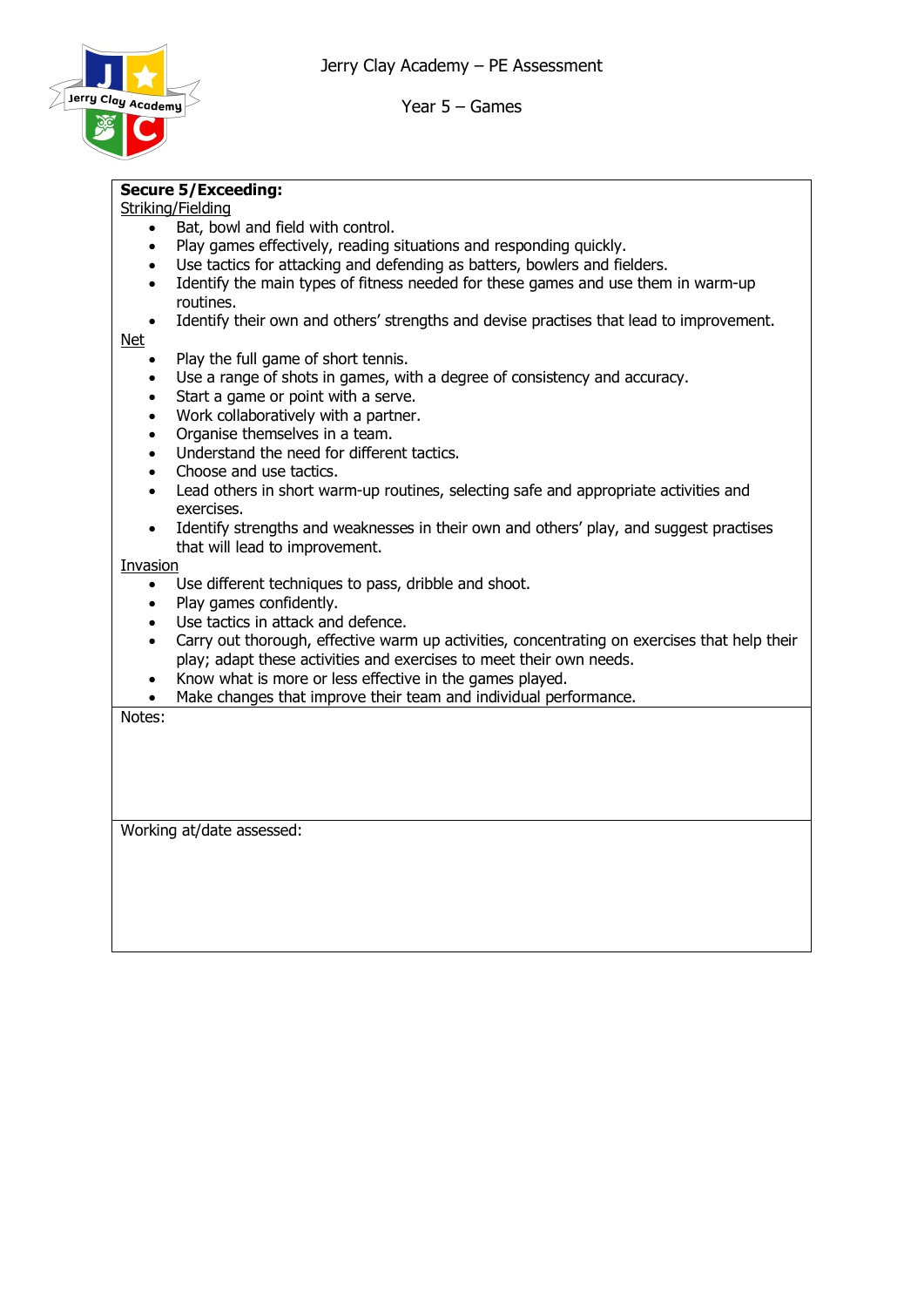Jerry Clay Academy – PE Assessment

Year 5 – Games

**Secure 5/Exceeding:**

Striking/Fielding

- Bat, bowl and field with control.
- Play games effectively, reading situations and responding quickly.
- Use tactics for attacking and defending as batters, bowlers and fielders.
- Identify the main types of fitness needed for these games and use them in warm-up routines.
- Identify their own and others' strengths and devise practises that lead to improvement.

Net

- Play the full game of short tennis.
- Use a range of shots in games, with a degree of consistency and accuracy.
- Start a game or point with a serve.
- Work collaboratively with a partner.
- Organise themselves in a team.
- Understand the need for different tactics.
- Choose and use tactics.
- Lead others in short warm-up routines, selecting safe and appropriate activities and exercises.
- Identify strengths and weaknesses in their own and others' play, and suggest practises that will lead to improvement.

Invasion

- Use different techniques to pass, dribble and shoot.
- Play games confidently.
- Use tactics in attack and defence.
- Carry out thorough, effective warm up activities, concentrating on exercises that help their play; adapt these activities and exercises to meet their own needs.
- Know what is more or less effective in the games played.
- Make changes that improve their team and individual performance.

Notes:

Working at/date assessed: